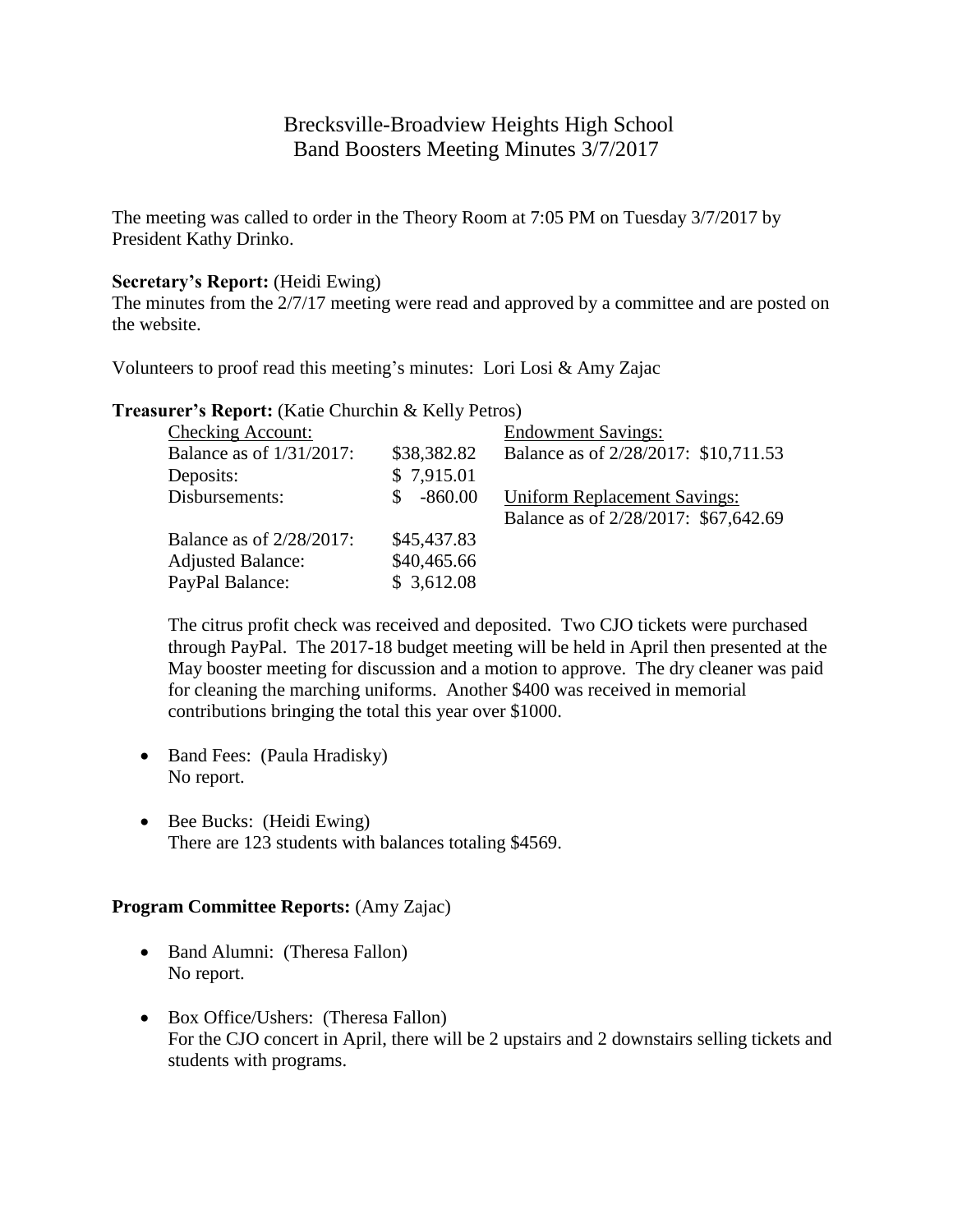# Brecksville-Broadview Heights High School
## Band Boosters Meeting Minutes 3/7/2017

The meeting was called to order in the Theory Room at 7:05 PM on Tuesday 3/7/2017 by President Kathy Drinko.

**Secretary's Report:** (Heidi Ewing)
The minutes from the 2/7/17 meeting were read and approved by a committee and are posted on the website.

Volunteers to proof read this meeting's minutes: Lori Losi & Amy Zajac

**Treasurer's Report:** (Katie Churchin & Kelly Petros)

| Checking Account: | | Endowment Savings: |
|---|---|---|
| Balance as of 1/31/2017: | $38,382.82 | Balance as of 2/28/2017: $10,711.53 |
| Deposits: | $ 7,915.01 | |
| Disbursements: | $ -860.00 | Uniform Replacement Savings: |
| | | Balance as of 2/28/2017: $67,642.69 |
| Balance as of 2/28/2017: | $45,437.83 | |
| Adjusted Balance: | $40,465.66 | |
| PayPal Balance: | $ 3,612.08 | |

The citrus profit check was received and deposited. Two CJO tickets were purchased through PayPal. The 2017-18 budget meeting will be held in April then presented at the May booster meeting for discussion and a motion to approve. The dry cleaner was paid for cleaning the marching uniforms. Another $400 was received in memorial contributions bringing the total this year over $1000.

- Band Fees: (Paula Hradisky)
  No report.

- Bee Bucks: (Heidi Ewing)
  There are 123 students with balances totaling $4569.

**Program Committee Reports:** (Amy Zajac)

- Band Alumni: (Theresa Fallon)
  No report.

- Box Office/Ushers: (Theresa Fallon)
  For the CJO concert in April, there will be 2 upstairs and 2 downstairs selling tickets and students with programs.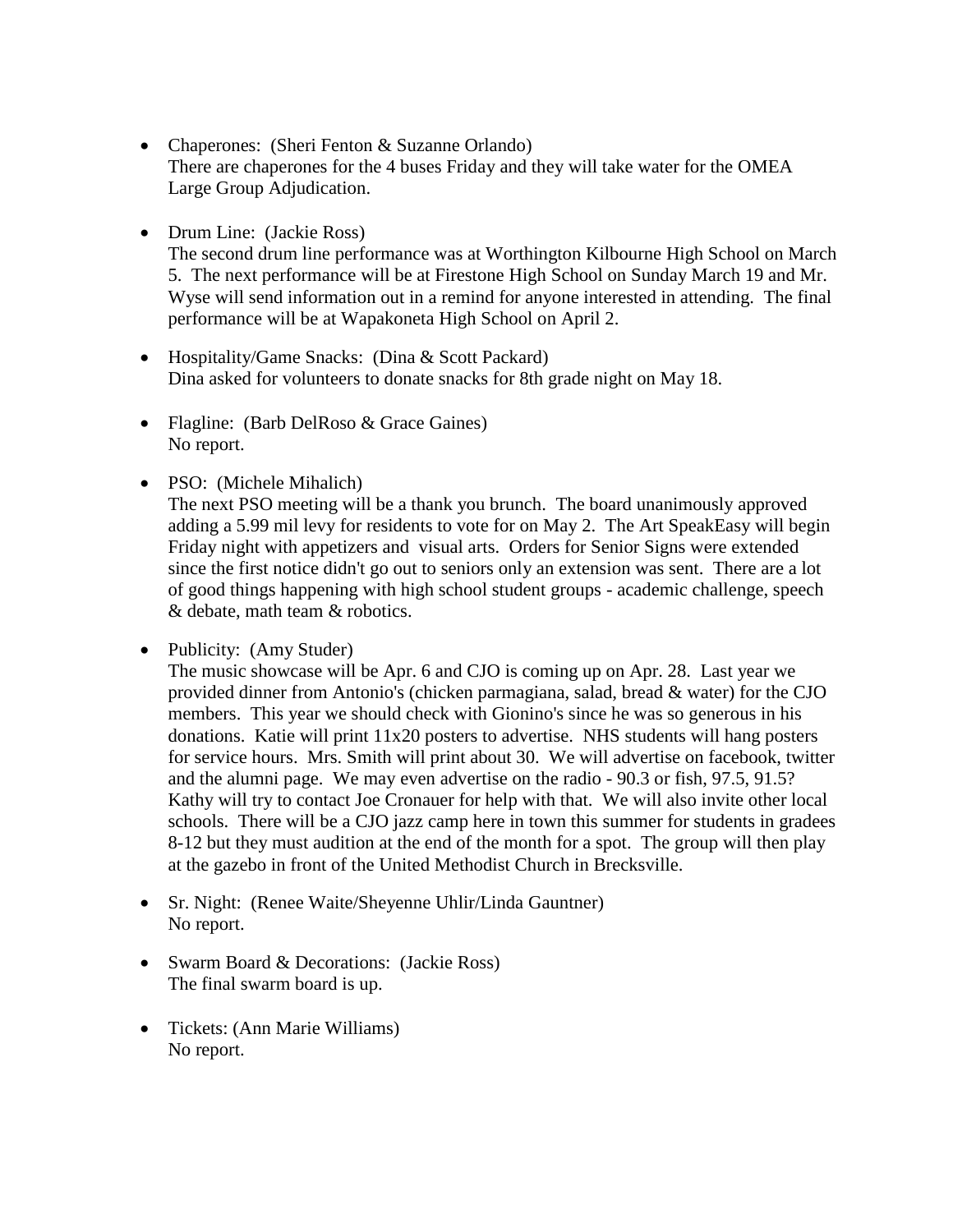- Chaperones: (Sheri Fenton & Suzanne Orlando)
  There are chaperones for the 4 buses Friday and they will take water for the OMEA Large Group Adjudication.

- Drum Line: (Jackie Ross)
  The second drum line performance was at Worthington Kilbourne High School on March 5. The next performance will be at Firestone High School on Sunday March 19 and Mr. Wyse will send information out in a remind for anyone interested in attending. The final performance will be at Wapakoneta High School on April 2.

- Hospitality/Game Snacks: (Dina & Scott Packard)
  Dina asked for volunteers to donate snacks for 8th grade night on May 18.

- Flagline: (Barb DelRoso & Grace Gaines)
  No report.

- PSO: (Michele Mihalich)
  The next PSO meeting will be a thank you brunch. The board unanimously approved adding a 5.99 mil levy for residents to vote for on May 2. The Art SpeakEasy will begin Friday night with appetizers and visual arts. Orders for Senior Signs were extended since the first notice didn't go out to seniors only an extension was sent. There are a lot of good things happening with high school student groups - academic challenge, speech & debate, math team & robotics.

- Publicity: (Amy Studer)
  The music showcase will be Apr. 6 and CJO is coming up on Apr. 28. Last year we provided dinner from Antonio's (chicken parmagiana, salad, bread & water) for the CJO members. This year we should check with Gionino's since he was so generous in his donations. Katie will print 11x20 posters to advertise. NHS students will hang posters for service hours. Mrs. Smith will print about 30. We will advertise on facebook, twitter and the alumni page. We may even advertise on the radio - 90.3 or fish, 97.5, 91.5? Kathy will try to contact Joe Cronauer for help with that. We will also invite other local schools. There will be a CJO jazz camp here in town this summer for students in gradees 8-12 but they must audition at the end of the month for a spot. The group will then play at the gazebo in front of the United Methodist Church in Brecksville.

- Sr. Night: (Renee Waite/Sheyenne Uhlir/Linda Gauntner)
  No report.

- Swarm Board & Decorations: (Jackie Ross)
  The final swarm board is up.

- Tickets: (Ann Marie Williams)
  No report.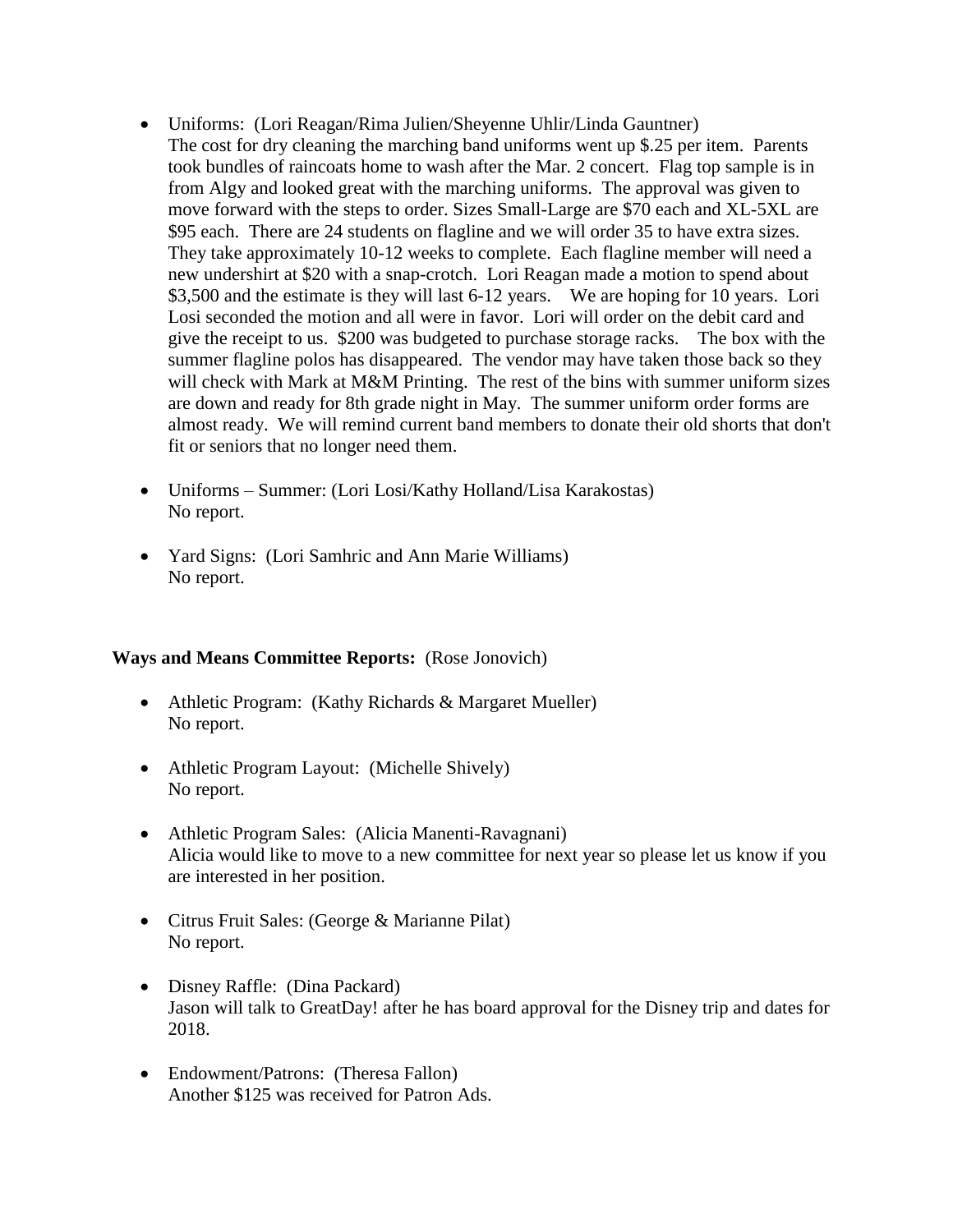- Uniforms: (Lori Reagan/Rima Julien/Sheyenne Uhlir/Linda Gauntner)
  The cost for dry cleaning the marching band uniforms went up $.25 per item. Parents took bundles of raincoats home to wash after the Mar. 2 concert. Flag top sample is in from Algy and looked great with the marching uniforms. The approval was given to move forward with the steps to order. Sizes Small-Large are $70 each and XL-5XL are $95 each. There are 24 students on flagline and we will order 35 to have extra sizes. They take approximately 10-12 weeks to complete. Each flagline member will need a new undershirt at $20 with a snap-crotch. Lori Reagan made a motion to spend about $3,500 and the estimate is they will last 6-12 years. We are hoping for 10 years. Lori Losi seconded the motion and all were in favor. Lori will order on the debit card and give the receipt to us. $200 was budgeted to purchase storage racks. The box with the summer flagline polos has disappeared. The vendor may have taken those back so they will check with Mark at M&M Printing. The rest of the bins with summer uniform sizes are down and ready for 8th grade night in May. The summer uniform order forms are almost ready. We will remind current band members to donate their old shorts that don't fit or seniors that no longer need them.

- Uniforms – Summer: (Lori Losi/Kathy Holland/Lisa Karakostas)
  No report.

- Yard Signs: (Lori Samhric and Ann Marie Williams)
  No report.

**Ways and Means Committee Reports:** (Rose Jonovich)

- Athletic Program: (Kathy Richards & Margaret Mueller)
  No report.

- Athletic Program Layout: (Michelle Shively)
  No report.

- Athletic Program Sales: (Alicia Manenti-Ravagnani)
  Alicia would like to move to a new committee for next year so please let us know if you are interested in her position.

- Citrus Fruit Sales: (George & Marianne Pilat)
  No report.

- Disney Raffle: (Dina Packard)
  Jason will talk to GreatDay! after he has board approval for the Disney trip and dates for 2018.

- Endowment/Patrons: (Theresa Fallon)
  Another $125 was received for Patron Ads.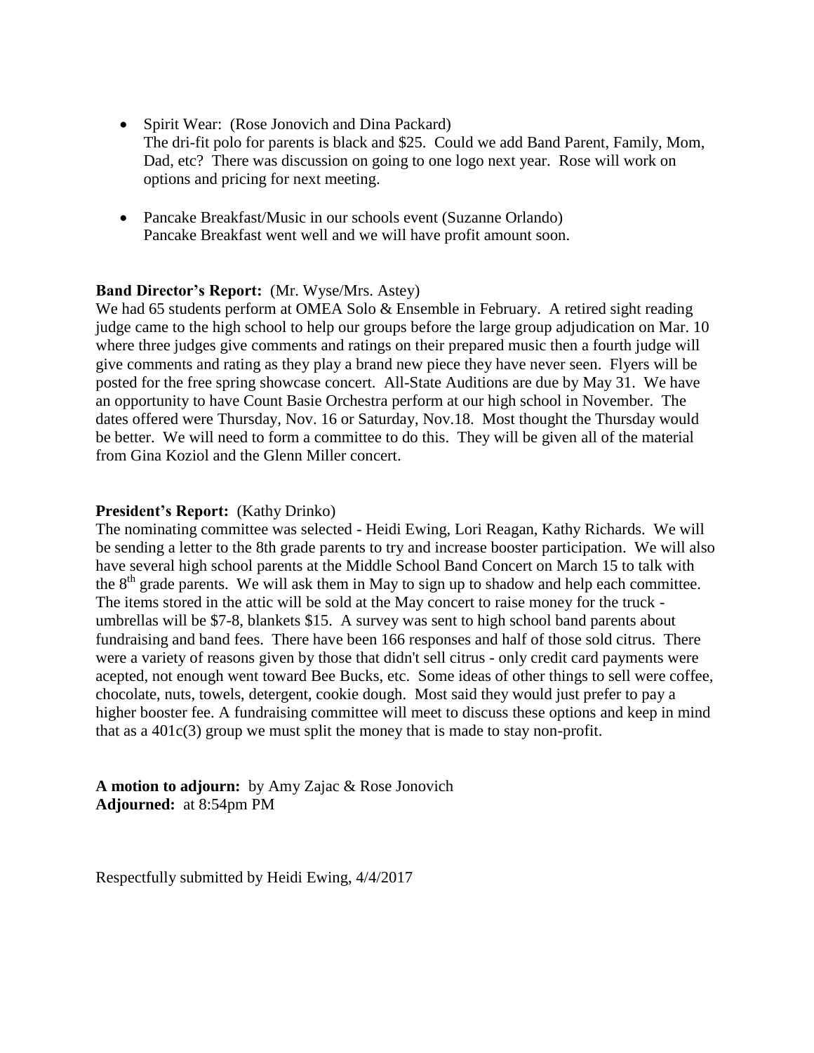- Spirit Wear: (Rose Jonovich and Dina Packard)
  The dri-fit polo for parents is black and $25. Could we add Band Parent, Family, Mom, Dad, etc? There was discussion on going to one logo next year. Rose will work on options and pricing for next meeting.

- Pancake Breakfast/Music in our schools event (Suzanne Orlando)
  Pancake Breakfast went well and we will have profit amount soon.

**Band Director's Report:** (Mr. Wyse/Mrs. Astey)
We had 65 students perform at OMEA Solo & Ensemble in February. A retired sight reading judge came to the high school to help our groups before the large group adjudication on Mar. 10 where three judges give comments and ratings on their prepared music then a fourth judge will give comments and rating as they play a brand new piece they have never seen. Flyers will be posted for the free spring showcase concert. All-State Auditions are due by May 31. We have an opportunity to have Count Basie Orchestra perform at our high school in November. The dates offered were Thursday, Nov. 16 or Saturday, Nov.18. Most thought the Thursday would be better. We will need to form a committee to do this. They will be given all of the material from Gina Koziol and the Glenn Miller concert.

**President's Report:** (Kathy Drinko)
The nominating committee was selected - Heidi Ewing, Lori Reagan, Kathy Richards. We will be sending a letter to the 8th grade parents to try and increase booster participation. We will also have several high school parents at the Middle School Band Concert on March 15 to talk with the 8th grade parents. We will ask them in May to sign up to shadow and help each committee. The items stored in the attic will be sold at the May concert to raise money for the truck - umbrellas will be $7-8, blankets $15. A survey was sent to high school band parents about fundraising and band fees. There have been 166 responses and half of those sold citrus. There were a variety of reasons given by those that didn't sell citrus - only credit card payments were acepted, not enough went toward Bee Bucks, etc. Some ideas of other things to sell were coffee, chocolate, nuts, towels, detergent, cookie dough. Most said they would just prefer to pay a higher booster fee. A fundraising committee will meet to discuss these options and keep in mind that as a 401c(3) group we must split the money that is made to stay non-profit.

**A motion to adjourn:** by Amy Zajac & Rose Jonovich
**Adjourned:** at 8:54pm PM

Respectfully submitted by Heidi Ewing, 4/4/2017